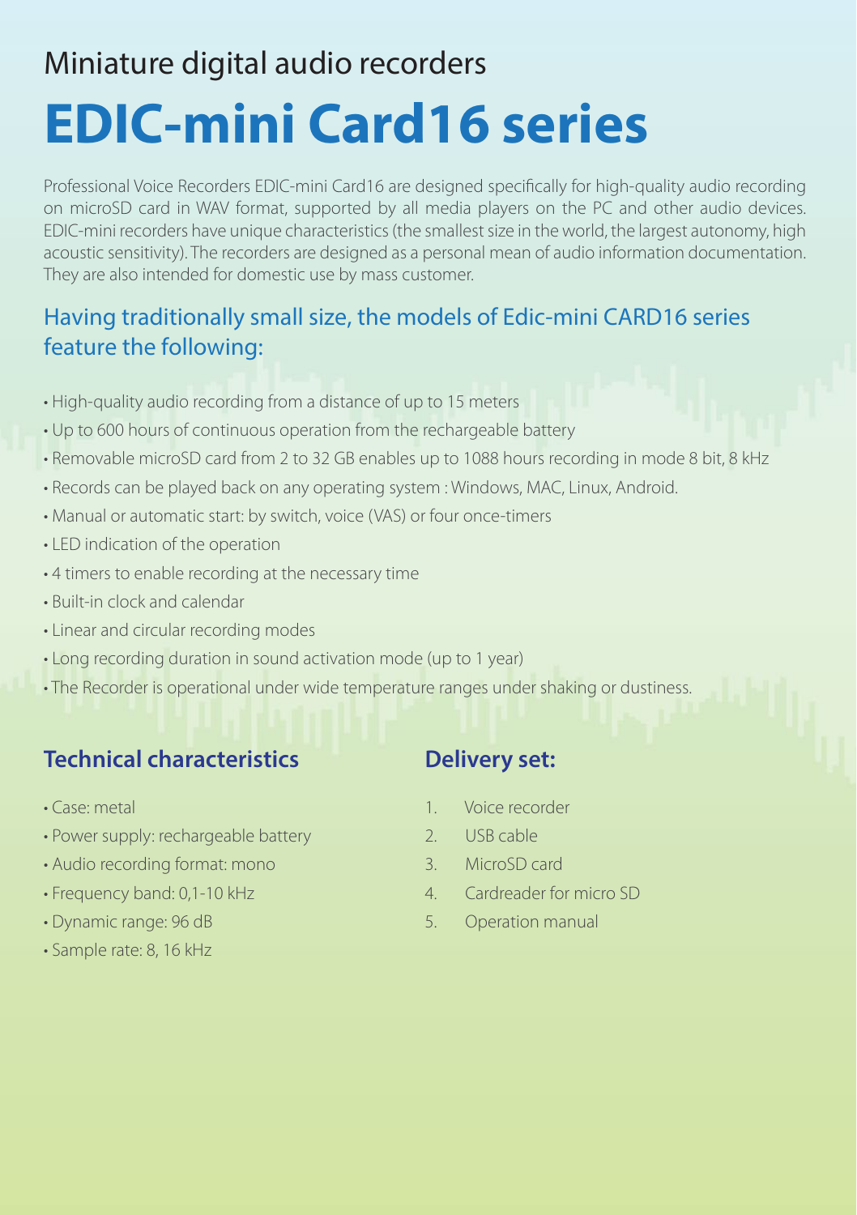Miniature digital audio recorders

# EDIC-mini Card16 series

Professional Voice Recorders EDIC-mini Card16 are designed specifically for high-quality audio recording on microSD card in WAV format, supported by all media players on the PC and other audio devices. EDIC-mini recorders have unique characteristics (the smallest size in the world, the largest autonomy, high acoustic sensitivity). The recorders are designed as a personal mean of audio information documentation. They are also intended for domestic use by mass customer.

## Having traditionally small size, the models of Edic-mini CARD16 series feature the following:

- High-quality audio recording from a distance of up to 15 meters
- Up to 600 hours of continuous operation from the rechargeable battery
- Removable microSD card from 2 to 32 GB enables up to 1088 hours recording in mode 8 bit, 8 kHz
- Records can be played back on any operating system : Windows, MAC, Linux, Android.
- Manual or automatic start: by switch, voice (VAS) or four once-timers
- LED indication of the operation
- 4 timers to enable recording at the necessary time
- Built-in clock and calendar
- Linear and circular recording modes
- Long recording duration in sound activation mode (up to 1 year)
- The Recorder is operational under wide temperature ranges under shaking or dustiness.

### Technical characteristics

- Case: metal
- Power supply: rechargeable battery
- Audio recording format: mono
- Frequency band: 0,1-10 kHz
- Dynamic range: 96 dB
- Sample rate: 8, 16 kHz

### Delivery set:

1. Voice recorder
2. USB cable
3. MicroSD card
4. Cardreader for micro SD
5. Operation manual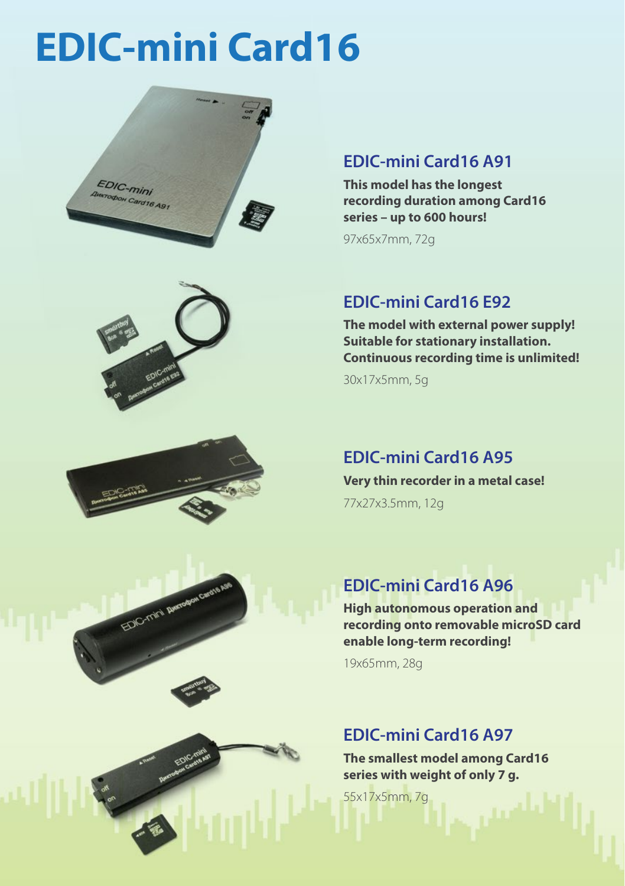# EDIC-mini Card16

## EDIC-mini Card16 A91

**This model has the longest recording duration among Card16 series – up to 600 hours!**

97x65x7mm, 72g

## EDIC-mini Card16 E92

**The model with external power supply! Suitable for stationary installation. Continuous recording time is unlimited!**

30x17x5mm, 5g

## EDIC-mini Card16 A95

**Very thin recorder in a metal case!**

77x27x3.5mm, 12g

## EDIC-mini Card16 A96

**High autonomous operation and recording onto removable microSD card enable long-term recording!**

19x65mm, 28g

## EDIC-mini Card16 A97

**The smallest model among Card16 series with weight of only 7 g.**

55x17x5mm, 7g